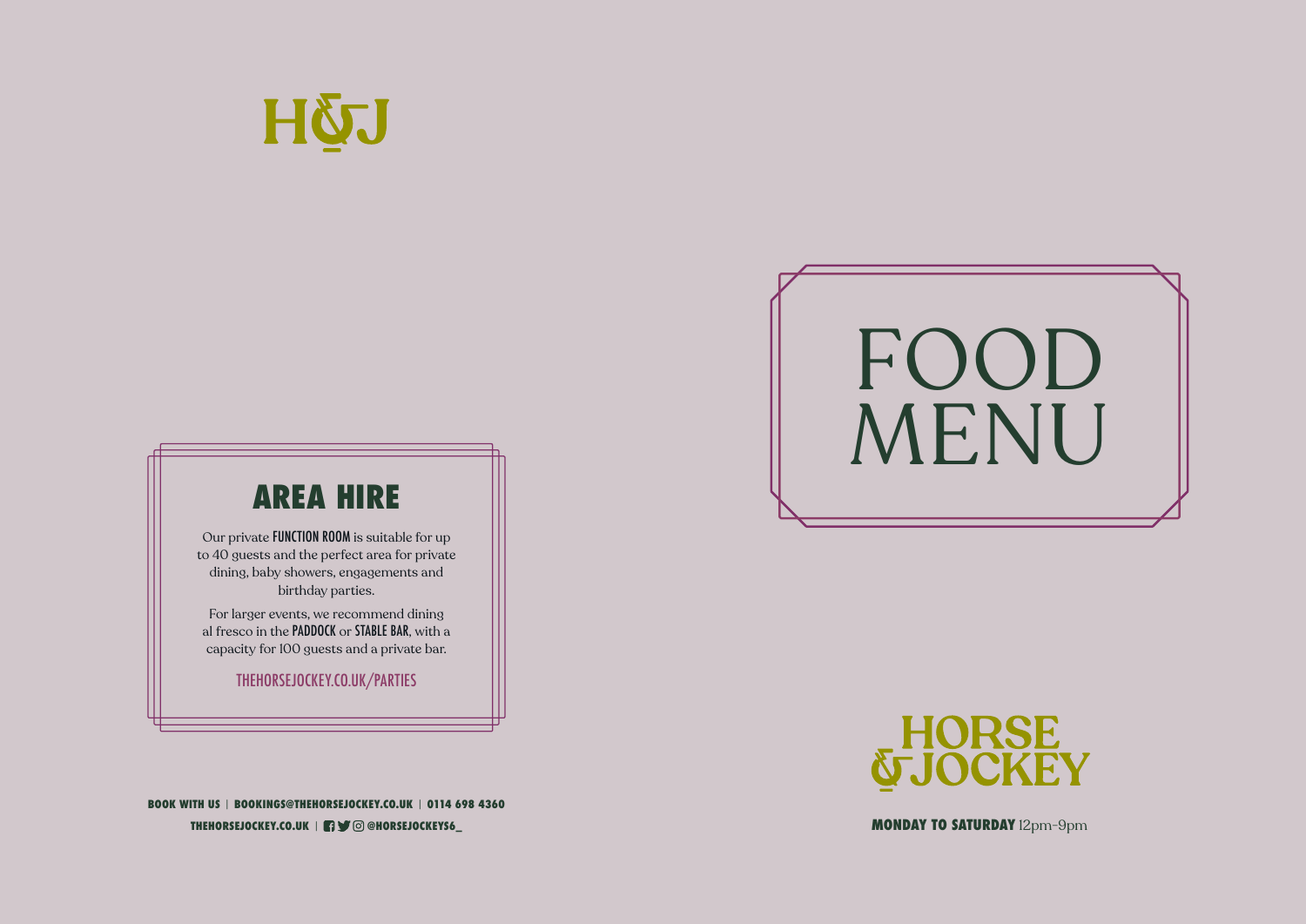H&J

## AREA HIRE

Our private **FUNCTION ROOM** is suitable for up to 40 guests and the perfect area for private dining, baby showers, engagements and birthday parties.

For larger events, we recommend dining al fresco in the **PADDOCK** or **STABLE BAR**, with a capacity for 100 guests and a private bar.

THEHORSEJOCKEY.CO.UK/PARTIES

**BOOK WITH US** | **BOOKINGS@THEHORSEJOCKEY.CO.UK** | **0114 698 4360**

**THEHORSEJOCKEY.CO.UK** | **@HORSEJOCKEYS6_**

# FOOD MENU

HORSE & JOCKEY

**MONDAY TO SATURDAY** 12pm-9pm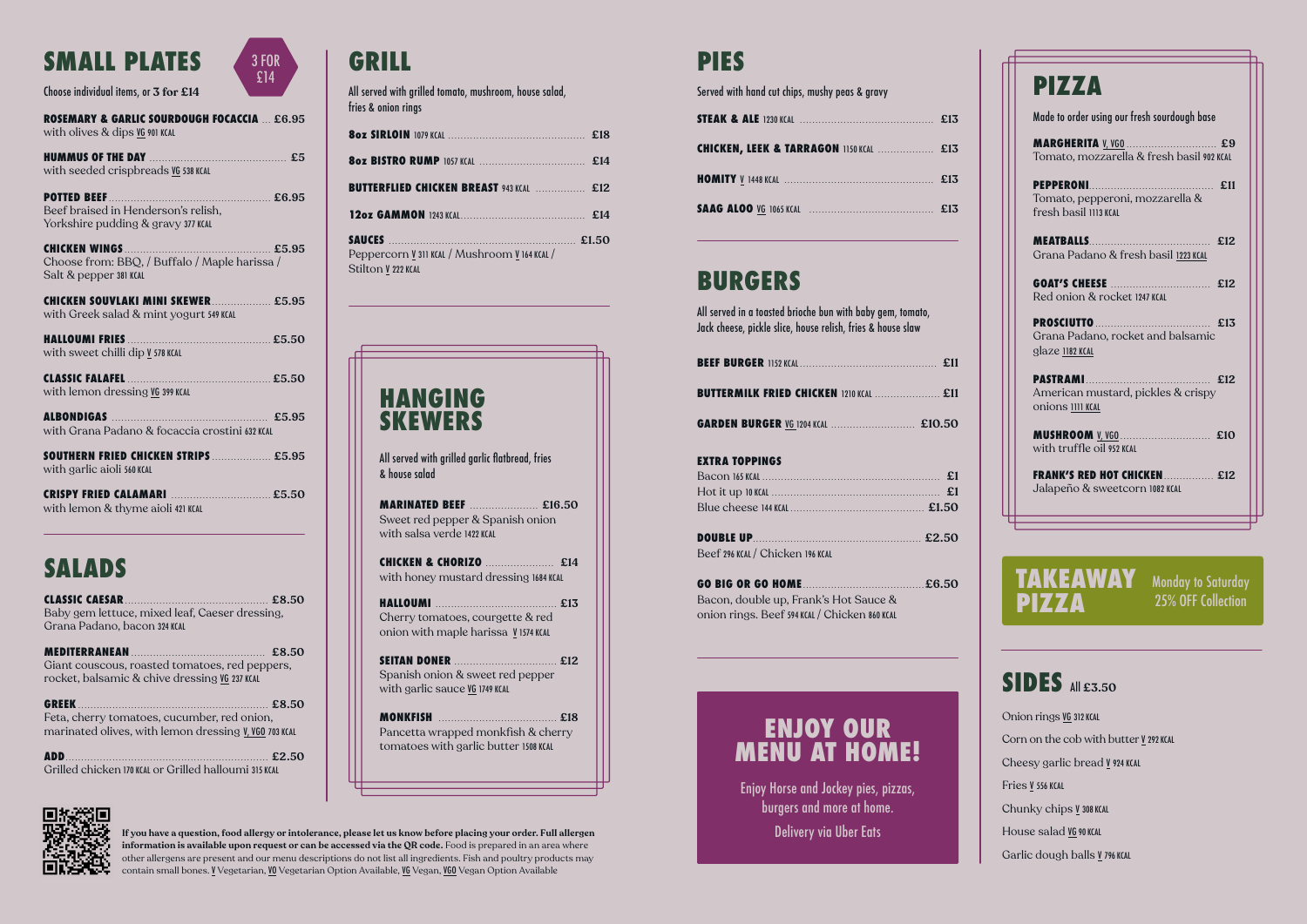## SMALL PLATES

3 FOR £14

Choose individual items, or 3 for £14

**ROSEMARY & GARLIC SOURDOUGH FOCACCIA** ... £6.95
with olives & dips VG 901 KCAL

**HUMMUS OF THE DAY** ... £5
with seeded crispbreads VG 538 KCAL

**POTTED BEEF** ... £6.95
Beef braised in Henderson's relish, Yorkshire pudding & gravy 377 KCAL

**CHICKEN WINGS** ... £5.95
Choose from: BBQ, / Buffalo / Maple harissa / Salt & pepper 381 KCAL

**CHICKEN SOUVLAKI MINI SKEWER** ... £5.95
with Greek salad & mint yogurt 549 KCAL

**HALLOUMI FRIES** ... £5.50
with sweet chilli dip V 578 KCAL

**CLASSIC FALAFEL** ... £5.50
with lemon dressing VG 399 KCAL

**ALBONDIGAS** ... £5.95
with Grana Padano & focaccia crostini 632 KCAL

**SOUTHERN FRIED CHICKEN STRIPS** ... £5.95
with garlic aioli 560 KCAL

**CRISPY FRIED CALAMARI** ... £5.50
with lemon & thyme aioli 421 KCAL

## SALADS

**CLASSIC CAESAR** ... £8.50
Baby gem lettuce, mixed leaf, Caeser dressing, Grana Padano, bacon 324 KCAL

**MEDITERRANEAN** ... £8.50
Giant couscous, roasted tomatoes, red peppers, rocket, balsamic & chive dressing VG 237 KCAL

**GREEK** ... £8.50
Feta, cherry tomatoes, cucumber, red onion, marinated olives, with lemon dressing V, VGO 703 KCAL

**ADD** ... £2.50
Grilled chicken 170 KCAL or Grilled halloumi 315 KCAL

## GRILL

All served with grilled tomato, mushroom, house salad, fries & onion rings

**8oz SIRLOIN** 1079 KCAL ... £18

**8oz BISTRO RUMP** 1057 KCAL ... £14

**BUTTERFLIED CHICKEN BREAST** 943 KCAL ... £12

**12oz GAMMON** 1243 KCAL ... £14

**SAUCES** ... £1.50
Peppercorn V 311 KCAL / Mushroom V 164 KCAL / Stilton V 222 KCAL

## HANGING SKEWERS

All served with grilled garlic flatbread, fries & house salad

**MARINATED BEEF** ... £16.50
Sweet red pepper & Spanish onion with salsa verde 1422 KCAL

**CHICKEN & CHORIZO** ... £14
with honey mustard dressing 1684 KCAL

**HALLOUMI** ... £13
Cherry tomatoes, courgette & red onion with maple harissa V 1574 KCAL

**SEITAN DONER** ... £12
Spanish onion & sweet red pepper with garlic sauce VG 1749 KCAL

**MONKFISH** ... £18
Pancetta wrapped monkfish & cherry tomatoes with garlic butter 1508 KCAL

## PIES

Served with hand cut chips, mushy peas & gravy

**STEAK & ALE** 1230 KCAL ... £13

**CHICKEN, LEEK & TARRAGON** 1150 KCAL ... £13

**HOMITY** V 1448 KCAL ... £13

**SAAG ALOO** VG 1065 KCAL ... £13

## BURGERS

All served in a toasted brioche bun with baby gem, tomato, Jack cheese, pickle slice, house relish, fries & house slaw

**BEEF BURGER** 1152 KCAL ... £11

**BUTTERMILK FRIED CHICKEN** 1210 KCAL ... £11

**GARDEN BURGER** VG 1204 KCAL ... £10.50

**EXTRA TOPPINGS**
Bacon 165 KCAL ... £1
Hot it up 10 KCAL ... £1
Blue cheese 144 KCAL ... £1.50

**DOUBLE UP** ... £2.50
Beef 296 KCAL / Chicken 196 KCAL

**GO BIG OR GO HOME** ... £6.50
Bacon, double up, Frank's Hot Sauce & onion rings. Beef 594 KCAL / Chicken 860 KCAL

## ENJOY OUR MENU AT HOME!

Enjoy Horse and Jockey pies, pizzas, burgers and more at home.

Delivery via Uber Eats

## PIZZA

Made to order using our fresh sourdough base

**MARGHERITA** V, VGO ... £9
Tomato, mozzarella & fresh basil 902 KCAL

**PEPPERONI** ... £11
Tomato, pepperoni, mozzarella & fresh basil 1113 KCAL

**MEATBALLS** ... £12
Grana Padano & fresh basil 1223 KCAL

**GOAT'S CHEESE** ... £12
Red onion & rocket 1247 KCAL

**PROSCIUTTO** ... £13
Grana Padano, rocket and balsamic glaze 1182 KCAL

**PASTRAMI** ... £12
American mustard, pickles & crispy onions 1111 KCAL

**MUSHROOM** V, VGO ... £10
with truffle oil 952 KCAL

**FRANK'S RED HOT CHICKEN** ... £12
Jalapeño & sweetcorn 1082 KCAL

## TAKEAWAY PIZZA

Monday to Saturday
25% OFF Collection

## SIDES All £3.50

Onion rings VG 312 KCAL

Corn on the cob with butter V 292 KCAL

Cheesy garlic bread V 924 KCAL

Fries V 556 KCAL

Chunky chips V 308 KCAL

House salad VG 90 KCAL

Garlic dough balls V 796 KCAL

**If you have a question, food allergy or intolerance, please let us know before placing your order. Full allergen information is available upon request or can be accessed via the QR code.** Food is prepared in an area where other allergens are present and our menu descriptions do not list all ingredients. Fish and poultry products may contain small bones. V Vegetarian, VO Vegetarian Option Available, VG Vegan, VGO Vegan Option Available